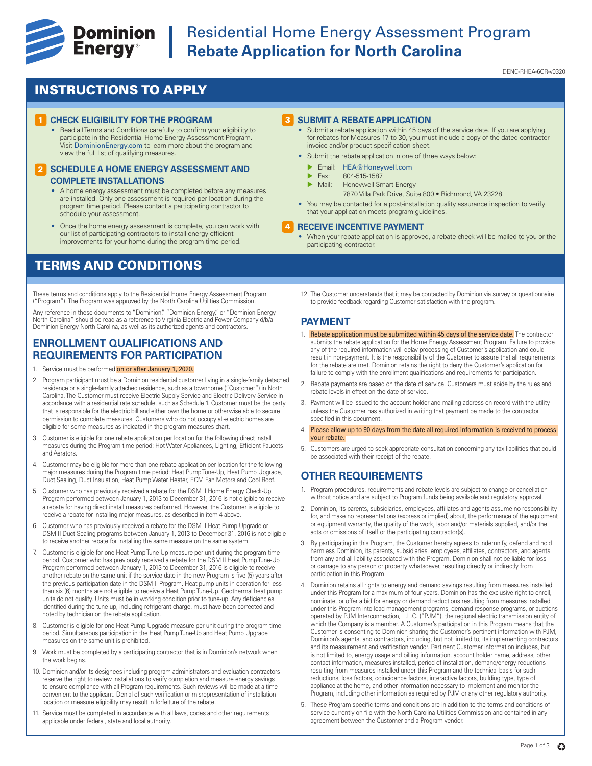# Dominion Energy

# Residential Home Energy Assessment Program
## Rebate Application for North Carolina

DENC-RHEA-6CR-v0320

## INSTRUCTIONS TO APPLY

### 1 CHECK ELIGIBILITY FOR THE PROGRAM

- Read all Terms and Conditions carefully to confirm your eligibility to participate in the Residential Home Energy Assessment Program. Visit DominionEnergy.com to learn more about the program and view the full list of qualifying measures.

### 2 SCHEDULE A HOME ENERGY ASSESSMENT AND COMPLETE INSTALLATIONS

- A home energy assessment must be completed before any measures are installed. Only one assessment is required per location during the program time period. Please contact a participating contractor to schedule your assessment.
- Once the home energy assessment is complete, you can work with our list of participating contractors to install energy-efficient improvements for your home during the program time period.

### 3 SUBMIT A REBATE APPLICATION

- Submit a rebate application within 45 days of the service date. If you are applying for rebates for Measures 17 to 30, you must include a copy of the dated contractor invoice and/or product specification sheet.
- Submit the rebate application in one of three ways below:
  - Email: HEA@Honeywell.com
  - Fax: 804-515-1587
  - Mail: Honeywell Smart Energy
    7870 Villa Park Drive, Suite 800 • Richmond, VA 23228
- You may be contacted for a post-installation quality assurance inspection to verify that your application meets program guidelines.

### 4 RECEIVE INCENTIVE PAYMENT

- When your rebate application is approved, a rebate check will be mailed to you or the participating contractor.

## TERMS AND CONDITIONS

These terms and conditions apply to the Residential Home Energy Assessment Program ("Program"). The Program was approved by the North Carolina Utilities Commission.

Any reference in these documents to "Dominion," "Dominion Energy," or "Dominion Energy North Carolina" should be read as a reference to Virginia Electric and Power Company d/b/a Dominion Energy North Carolina, as well as its authorized agents and contractors.

### ENROLLMENT QUALIFICATIONS AND REQUIREMENTS FOR PARTICIPATION

1. Service must be performed **on or after January 1, 2020.**
2. Program participant must be a Dominion residential customer living in a single-family detached residence or a single-family attached residence, such as a townhome ("Customer") in North Carolina. The Customer must receive Electric Supply Service and Electric Delivery Service in accordance with a residential rate schedule, such as Schedule 1. Customer must be the party that is responsible for the electric bill and either own the home or otherwise able to secure permission to complete measures. Customers who do not occupy all-electric homes are eligible for some measures as indicated in the program measures chart.
3. Customer is eligible for one rebate application per location for the following direct install measures during the Program time period: Hot Water Appliances, Lighting, Efficient Faucets and Aerators.
4. Customer may be eligible for more than one rebate application per location for the following major measures during the Program time period: Heat Pump Tune-Up, Heat Pump Upgrade, Duct Sealing, Duct Insulation, Heat Pump Water Heater, ECM Fan Motors and Cool Roof.
5. Customer who has previously received a rebate for the DSM II Home Energy Check-Up Program performed between January 1, 2013 to December 31, 2016 is not eligible to receive a rebate for having direct install measures performed. However, the Customer is eligible to receive a rebate for installing major measures, as described in item 4 above.
6. Customer who has previously received a rebate for the DSM II Heat Pump Upgrade or DSM II Duct Sealing programs between January 1, 2013 to December 31, 2016 is not eligible to receive another rebate for installing the same measure on the same system.
7. Customer is eligible for one Heat Pump Tune-Up measure per unit during the program time period. Customer who has previously received a rebate for the DSM II Heat Pump Tune-Up Program performed between January 1, 2013 to December 31, 2016 is eligible to receive another rebate on the same unit if the service date in the new Program is five (5) years after the previous participation date in the DSM II Program. Heat pump units in operation for less than six (6) months are not eligible to receive a Heat Pump Tune-Up. Geothermal heat pump units do not qualify. Units must be in working condition prior to tune-up. Any deficiencies identified during the tune-up, including refrigerant charge, must have been corrected and noted by technician on the rebate application.
8. Customer is eligible for one Heat Pump Upgrade measure per unit during the program time period. Simultaneous participation in the Heat Pump Tune-Up and Heat Pump Upgrade measures on the same unit is prohibited.
9. Work must be completed by a participating contractor that is in Dominion's network when the work begins.
10. Dominion and/or its designees including program administrators and evaluation contractors reserve the right to review installations to verify completion and measure energy savings to ensure compliance with all Program requirements. Such reviews will be made at a time convenient to the applicant. Denial of such verification or misrepresentation of installation location or measure eligibility may result in forfeiture of the rebate.
11. Service must be completed in accordance with all laws, codes and other requirements applicable under federal, state and local authority.
12. The Customer understands that it may be contacted by Dominion via survey or questionnaire to provide feedback regarding Customer satisfaction with the program.

### PAYMENT

1. **Rebate application must be submitted within 45 days of the service date.** The contractor submits the rebate application for the Home Energy Assessment Program. Failure to provide any of the required information will delay processing of Customer's application and could result in non-payment. It is the responsibility of the Customer to assure that all requirements for the rebate are met. Dominion retains the right to deny the Customer's application for failure to comply with the enrollment qualifications and requirements for participation.
2. Rebate payments are based on the date of service. Customers must abide by the rules and rebate levels in effect on the date of service.
3. Payment will be issued to the account holder and mailing address on record with the utility unless the Customer has authorized in writing that payment be made to the contractor specified in this document.
4. **Please allow up to 90 days from the date all required information is received to process your rebate.**
5. Customers are urged to seek appropriate consultation concerning any tax liabilities that could be associated with their receipt of the rebate.

### OTHER REQUIREMENTS

1. Program procedures, requirements and rebate levels are subject to change or cancellation without notice and are subject to Program funds being available and regulatory approval.
2. Dominion, its parents, subsidiaries, employees, affiliates and agents assume no responsibility for, and make no representations (express or implied) about, the performance of the equipment or equipment warranty, the quality of the work, labor and/or materials supplied, and/or the acts or omissions of itself or the participating contractor(s).
3. By participating in this Program, the Customer hereby agrees to indemnify, defend and hold harmless Dominion, its parents, subsidiaries, employees, affiliates, contractors, and agents from any and all liability associated with the Program. Dominion shall not be liable for loss or damage to any person or property whatsoever, resulting directly or indirectly from participation in this Program.
4. Dominion retains all rights to energy and demand savings resulting from measures installed under this Program for a maximum of four years. Dominion has the exclusive right to enroll, nominate, or offer a bid for energy or demand reductions resulting from measures installed under this Program into load management programs, demand response programs, or auctions operated by PJM Interconnection, L.L.C. ("PJM"), the regional electric transmission entity of which the Company is a member. A Customer's participation in this Program means that the Customer is consenting to Dominion sharing the Customer's pertinent information with PJM, Dominion's agents, and contractors, including, but not limited to, its implementing contractors and its measurement and verification vendor. Pertinent Customer information includes, but is not limited to, energy usage and billing information, account holder name, address, other contact information, measures installed, period of installation, demand/energy reductions resulting from measures installed under this Program and the technical basis for such reductions, loss factors, coincidence factors, interactive factors, building type, type of appliance at the home, and other information necessary to implement and monitor the Program, including other information as required by PJM or any other regulatory authority.
5. These Program specific terms and conditions are in addition to the terms and conditions of service currently on file with the North Carolina Utilities Commission and contained in any agreement between the Customer and a Program vendor.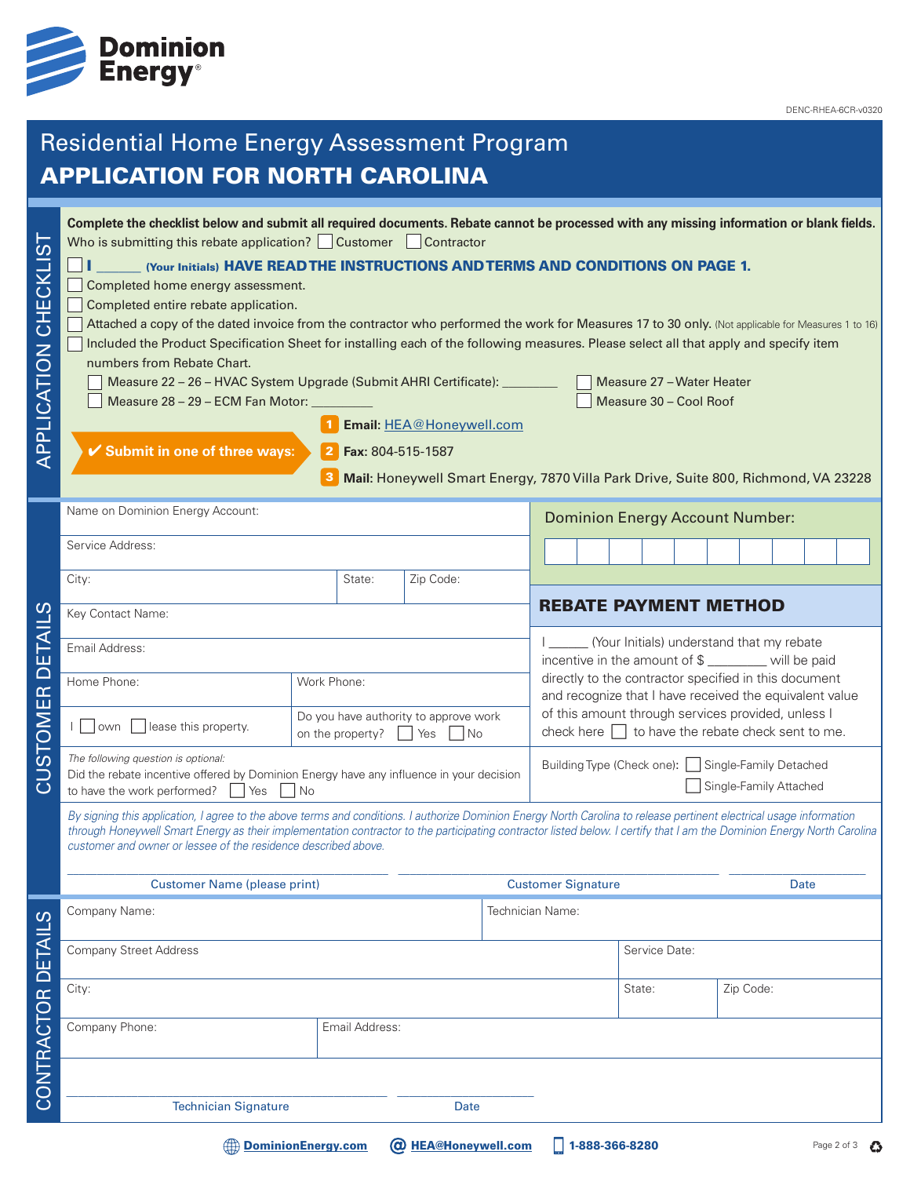Dominion Energy

DENC-RHEA-6CR-v0320

# Residential Home Energy Assessment Program

# APPLICATION FOR NORTH CAROLINA

## APPLICATION CHECKLIST

**Complete the checklist below and submit all required documents. Rebate cannot be processed with any missing information or blank fields.**

Who is submitting this rebate application? ☐ Customer ☐ Contractor

☐ **I ______ (Your Initials) HAVE READ THE INSTRUCTIONS AND TERMS AND CONDITIONS ON PAGE 1.**

☐ Completed home energy assessment.

☐ Completed entire rebate application.

☐ Attached a copy of the dated invoice from the contractor who performed the work for Measures 17 to 30 only. (Not applicable for Measures 1 to 16)

☐ Included the Product Specification Sheet for installing each of the following measures. Please select all that apply and specify item numbers from Rebate Chart.

- ☐ Measure 22 – 26 – HVAC System Upgrade (Submit AHRI Certificate): ________
- ☐ Measure 27 – Water Heater
- ☐ Measure 28 – 29 – ECM Fan Motor: ________
- ☐ Measure 30 – Cool Roof

**✔ Submit in one of three ways:**

1. **Email:** HEA@Honeywell.com
2. **Fax:** 804-515-1587
3. **Mail:** Honeywell Smart Energy, 7870 Villa Park Drive, Suite 800, Richmond, VA 23228

## CUSTOMER DETAILS

Name on Dominion Energy Account:

Service Address:

City: | State: | Zip Code:

Key Contact Name:

Email Address:

Home Phone: | Work Phone:

I ☐ own ☐ lease this property.

Do you have authority to approve work on the property? ☐ Yes ☐ No

*The following question is optional:*
Did the rebate incentive offered by Dominion Energy have any influence in your decision to have the work performed? ☐ Yes ☐ No

**Dominion Energy Account Number:**

| | | | | | | | | | |
|---|---|---|---|---|---|---|---|---|---|
| | | | | | | | | | |

### REBATE PAYMENT METHOD

I ______ (Your Initials) understand that my rebate incentive in the amount of $ ________ will be paid directly to the contractor specified in this document and recognize that I have received the equivalent value of this amount through services provided, unless I check here ☐ to have the rebate check sent to me.

Building Type (Check one): ☐ Single-Family Detached ☐ Single-Family Attached

*By signing this application, I agree to the above terms and conditions. I authorize Dominion Energy North Carolina to release pertinent electrical usage information through Honeywell Smart Energy as their implementation contractor to the participating contractor listed below. I certify that I am the Dominion Energy North Carolina customer and owner or lessee of the residence described above.*

______________________ Customer Name (please print)    ______________________ Customer Signature    ____________ Date

## CONTRACTOR DETAILS

Company Name: | Technician Name:

Company Street Address | Service Date:

City: | State: | Zip Code:

Company Phone: | Email Address:

______________________ Technician Signature    ____________ Date

DominionEnergy.com | HEA@Honeywell.com | 1-888-366-8280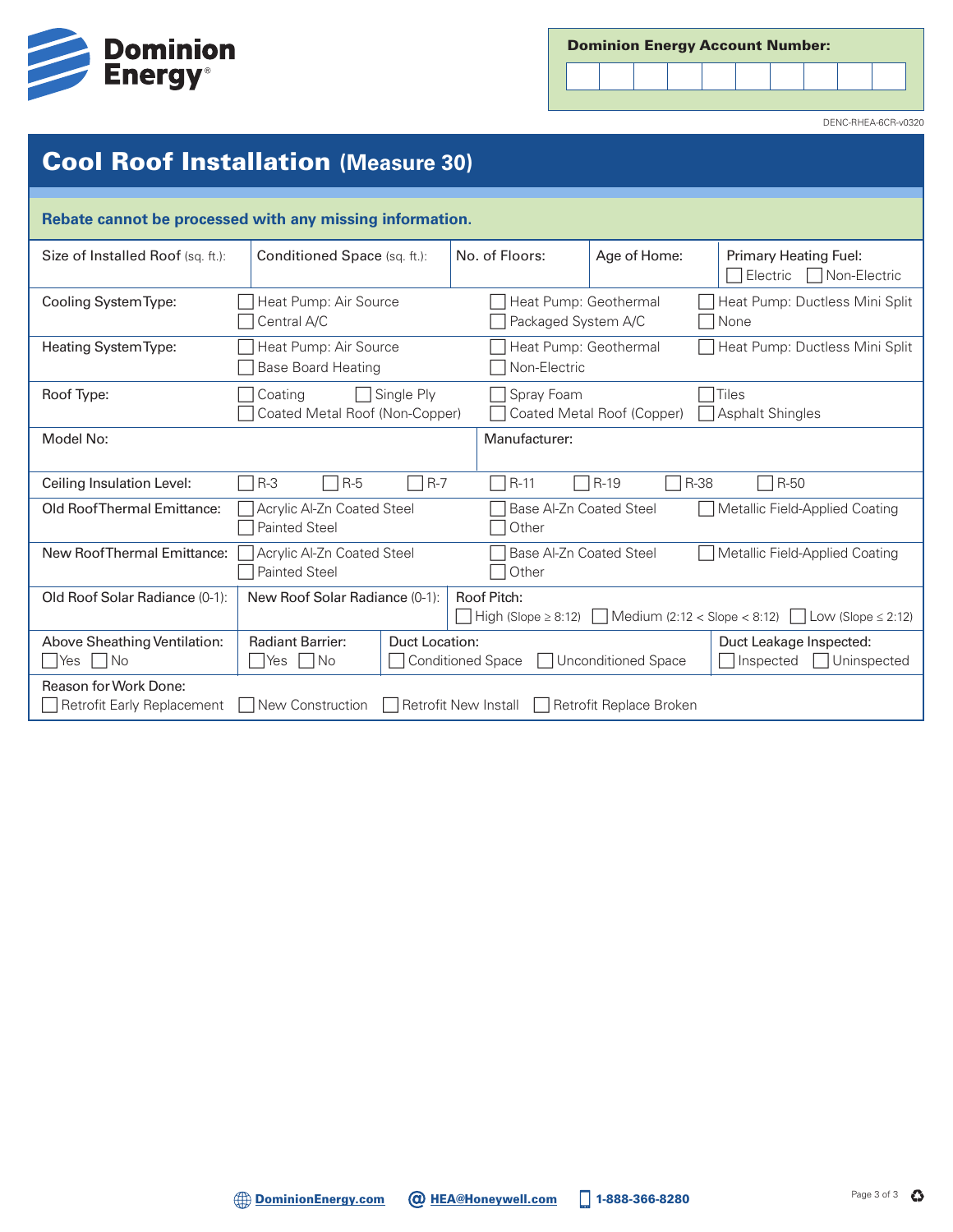Dominion Energy

**Dominion Energy Account Number:**

| | | | | | | | | | |
|---|---|---|---|---|---|---|---|---|---|
| | | | | | | | | | |

DENC-RHEA-6CR-v0320

# Cool Roof Installation (Measure 30)

**Rebate cannot be processed with any missing information.**

| Size of Installed Roof (sq. ft.): | Conditioned Space (sq. ft.): | No. of Floors: | Age of Home: | Primary Heating Fuel: ☐ Electric ☐ Non-Electric |
|---|---|---|---|---|

Cooling System Type: ☐ Heat Pump: Air Source ☐ Heat Pump: Geothermal ☐ Heat Pump: Ductless Mini Split ☐ Central A/C ☐ Packaged System A/C ☐ None

Heating System Type: ☐ Heat Pump: Air Source ☐ Heat Pump: Geothermal ☐ Heat Pump: Ductless Mini Split ☐ Base Board Heating ☐ Non-Electric

Roof Type: ☐ Coating ☐ Single Ply ☐ Spray Foam ☐ Tiles ☐ Coated Metal Roof (Non-Copper) ☐ Coated Metal Roof (Copper) ☐ Asphalt Shingles

| Model No: | Manufacturer: |
|---|---|

Ceiling Insulation Level: ☐ R-3 ☐ R-5 ☐ R-7 ☐ R-11 ☐ R-19 ☐ R-38 ☐ R-50

Old Roof Thermal Emittance: ☐ Acrylic Al-Zn Coated Steel ☐ Base Al-Zn Coated Steel ☐ Metallic Field-Applied Coating ☐ Painted Steel ☐ Other

New Roof Thermal Emittance: ☐ Acrylic Al-Zn Coated Steel ☐ Base Al-Zn Coated Steel ☐ Metallic Field-Applied Coating ☐ Painted Steel ☐ Other

| Old Roof Solar Radiance (0-1): | New Roof Solar Radiance (0-1): | Roof Pitch: ☐ High (Slope ≥ 8:12) ☐ Medium (2:12 < Slope < 8:12) ☐ Low (Slope ≤ 2:12) |
|---|---|---|

| Above Sheathing Ventilation: ☐ Yes ☐ No | Radiant Barrier: ☐ Yes ☐ No | Duct Location: ☐ Conditioned Space ☐ Unconditioned Space | Duct Leakage Inspected: ☐ Inspected ☐ Uninspected |
|---|---|---|---|

Reason for Work Done: ☐ Retrofit Early Replacement ☐ New Construction ☐ Retrofit New Install ☐ Retrofit Replace Broken

DominionEnergy.com HEA@Honeywell.com 1-888-366-8280